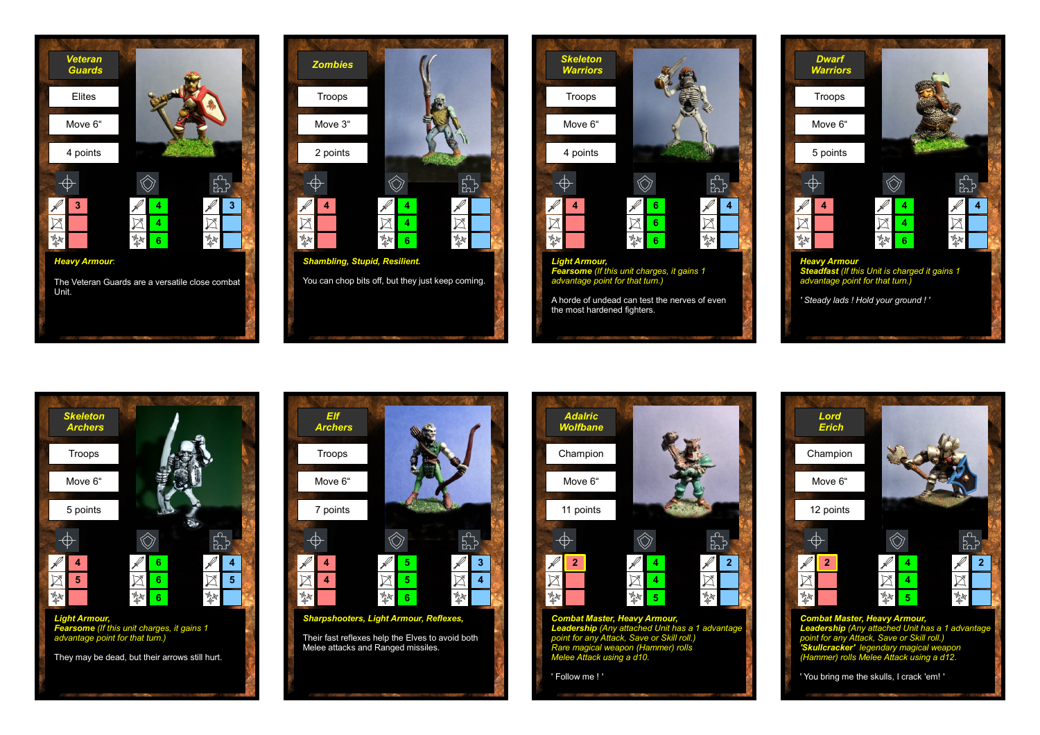## Veteran Guards

Elites

Move 6"

4 points

| | Attack | Save | Skill |
|---|---|---|---|
| Melee | 3 | 4 | 3 |
| Ranged | | 4 | |
| Magic | | 6 | |

***Heavy Armour*.**

The Veteran Guards are a versatile close combat Unit.

## Zombies

Troops

Move 3"

2 points

| | Attack | Save | Skill |
|---|---|---|---|
| Melee | 4 | 4 | |
| Ranged | | 4 | |
| Magic | | 6 | |

***Shambling, Stupid, Resilient.***

You can chop bits off, but they just keep coming.

## Skeleton Warriors

Troops

Move 6"

4 points

| | Attack | Save | Skill |
|---|---|---|---|
| Melee | 4 | 6 | 4 |
| Ranged | | 6 | |
| Magic | | 6 | |

***Light Armour,***
***Fearsome** (If this unit charges, it gains 1 advantage point for that turn.)*

A horde of undead can test the nerves of even the most hardened fighters.

## Dwarf Warriors

Troops

Move 6"

5 points

| | Attack | Save | Skill |
|---|---|---|---|
| Melee | 4 | 4 | 4 |
| Ranged | | 4 | |
| Magic | | 6 | |

***Heavy Armour***
***Steadfast** (If this Unit is charged it gains 1 advantage point for that turn.)*

*' Steady lads ! Hold your ground ! '*

## Skeleton Archers

Troops

Move 6"

5 points

| | Attack | Save | Skill |
|---|---|---|---|
| Melee | 4 | 6 | 4 |
| Ranged | 5 | 6 | 5 |
| Magic | | 6 | |

***Light Armour,***
***Fearsome** (If this unit charges, it gains 1 advantage point for that turn.)*

They may be dead, but their arrows still hurt.

## Elf Archers

Troops

Move 6"

7 points

| | Attack | Save | Skill |
|---|---|---|---|
| Melee | 4 | 5 | 3 |
| Ranged | 4 | 5 | 4 |
| Magic | | 6 | |

***Sharpshooters, Light Armour, Reflexes,***

Their fast reflexes help the Elves to avoid both Melee attacks and Ranged missiles.

## Adalric Wolfbane

Champion

Move 6"

11 points

| | Attack | Save | Skill |
|---|---|---|---|
| Melee | 2 | 4 | 2 |
| Ranged | | 4 | |
| Magic | | 5 | |

***Combat Master, Heavy Armour,***
***Leadership** (Any attached Unit has a 1 advantage point for any Attack, Save or Skill roll.)*
*Rare magical weapon (Hammer) rolls Melee Attack using a d10.*

' Follow me ! '

## Lord Erich

Champion

Move 6"

12 points

| | Attack | Save | Skill |
|---|---|---|---|
| Melee | 2 | 4 | 2 |
| Ranged | | 4 | |
| Magic | | 5 | |

***Combat Master, Heavy Armour,***
***Leadership** (Any attached Unit has a 1 advantage point for any Attack, Save or Skill roll.)*
***'Skullcracker'** legendary magical weapon (Hammer) rolls Melee Attack using a d12.*

' You bring me the skulls, I crack 'em! '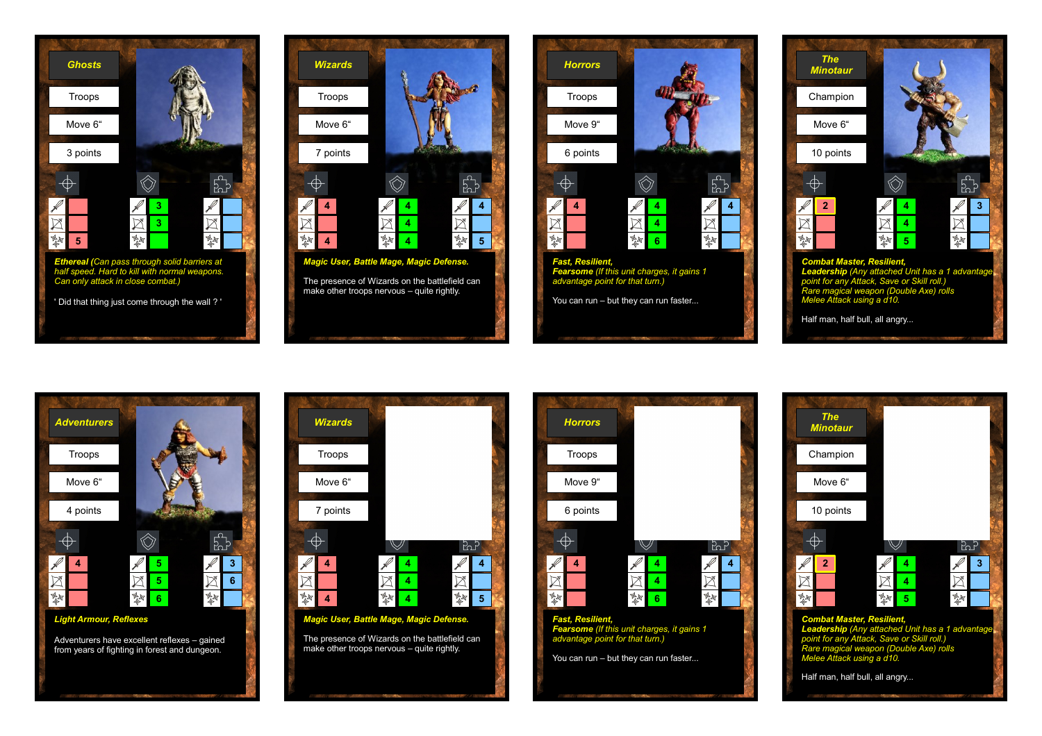## Ghosts

Troops

Move 6"

3 points

| Attack | | Save | | Skill | |
|---|---|---|---|---|---|
| Melee | | Melee | 3 | Melee | |
| Ranged | | Ranged | 3 | Ranged | |
| Magic | 5 | Magic | | Magic | |

***Ethereal** (Can pass through solid barriers at half speed. Hard to kill with normal weapons. Can only attack in close combat.)*

' Did that thing just come through the wall ? '

## Wizards

Troops

Move 6"

7 points

| Attack | | Save | | Skill | |
|---|---|---|---|---|---|
| Melee | 4 | Melee | 4 | Melee | 4 |
| Ranged | | Ranged | 4 | Ranged | |
| Magic | 4 | Magic | 4 | Magic | 5 |

***Magic User, Battle Mage, Magic Defense.***

The presence of Wizards on the battlefield can make other troops nervous – quite rightly.

## Horrors

Troops

Move 9"

6 points

| Attack | | Save | | Skill | |
|---|---|---|---|---|---|
| Melee | 4 | Melee | 4 | Melee | 4 |
| Ranged | | Ranged | 4 | Ranged | |
| Magic | | Magic | 6 | Magic | |

***Fast, Resilient,***
***Fearsome** (If this unit charges, it gains 1 advantage point for that turn.)*

You can run – but they can run faster...

## The Minotaur

Champion

Move 6"

10 points

| Attack | | Save | | Skill | |
|---|---|---|---|---|---|
| Melee | 2 | Melee | 4 | Melee | 3 |
| Ranged | | Ranged | 4 | Ranged | |
| Magic | | Magic | 5 | Magic | |

***Combat Master, Resilient,***
***Leadership** (Any attached Unit has a 1 advantage point for any Attack, Save or Skill roll.)*
*Rare magical weapon (Double Axe) rolls Melee Attack using a d10.*

Half man, half bull, all angry...

## Adventurers

Troops

Move 6"

4 points

| Attack | | Save | | Skill | |
|---|---|---|---|---|---|
| Melee | 4 | Melee | 5 | Melee | 3 |
| Ranged | | Ranged | 5 | Ranged | 6 |
| Magic | | Magic | 6 | Magic | |

***Light Armour, Reflexes***

Adventurers have excellent reflexes – gained from years of fighting in forest and dungeon.

## Wizards

Troops

Move 6"

7 points

| Attack | | Save | | Skill | |
|---|---|---|---|---|---|
| Melee | 4 | Melee | 4 | Melee | 4 |
| Ranged | | Ranged | 4 | Ranged | |
| Magic | 4 | Magic | 4 | Magic | 5 |

***Magic User, Battle Mage, Magic Defense.***

The presence of Wizards on the battlefield can make other troops nervous – quite rightly.

## Horrors

Troops

Move 9"

6 points

| Attack | | Save | | Skill | |
|---|---|---|---|---|---|
| Melee | 4 | Melee | 4 | Melee | 4 |
| Ranged | | Ranged | 4 | Ranged | |
| Magic | | Magic | 6 | Magic | |

***Fast, Resilient,***
***Fearsome** (If this unit charges, it gains 1 advantage point for that turn.)*

You can run – but they can run faster...

## The Minotaur

Champion

Move 6"

10 points

| Attack | | Save | | Skill | |
|---|---|---|---|---|---|
| Melee | 2 | Melee | 4 | Melee | 3 |
| Ranged | | Ranged | 4 | Ranged | |
| Magic | | Magic | 5 | Magic | |

***Combat Master, Resilient,***
***Leadership** (Any attached Unit has a 1 advantage point for any Attack, Save or Skill roll.)*
*Rare magical weapon (Double Axe) rolls Melee Attack using a d10.*

Half man, half bull, all angry...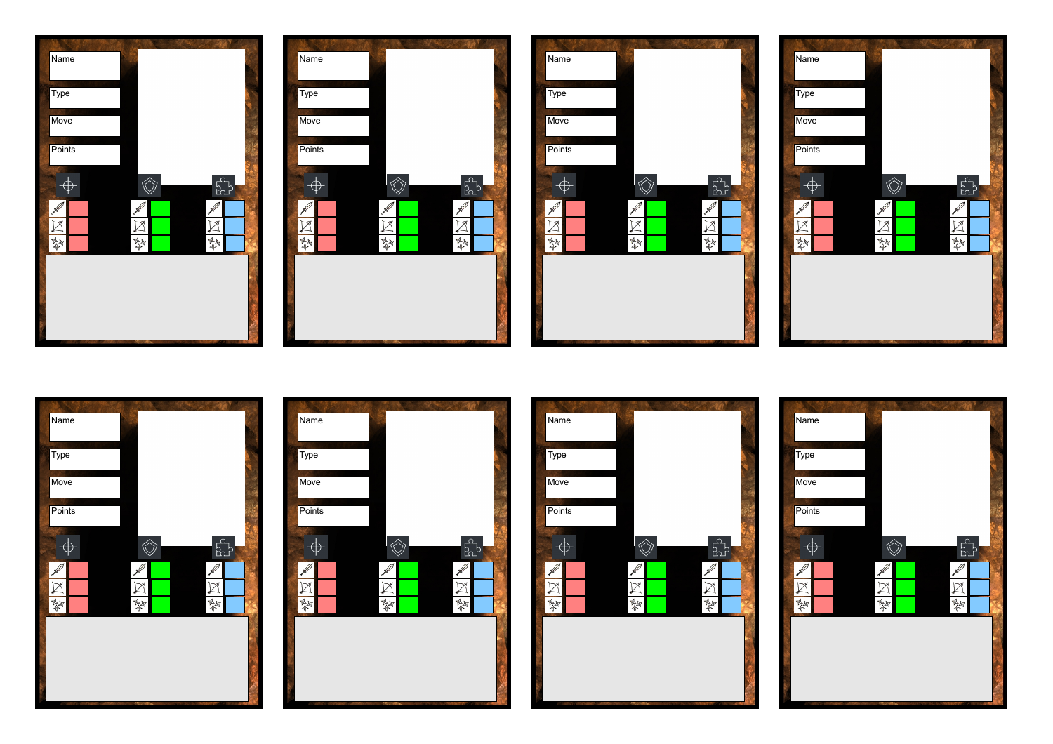Name

Type

Move

Points

Name

Type

Move

Points

Name

Type

Move

Points

Name

Type

Move

Points

Name

Type

Move

Points

Name

Type

Move

Points

Name

Type

Move

Points

Name

Type

Move

Points